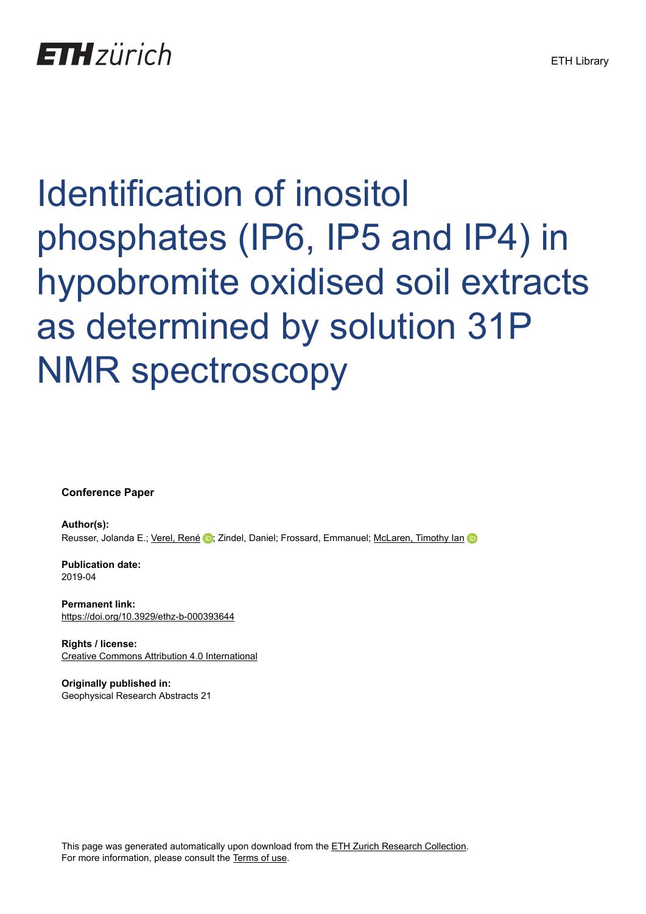ETH Library

# Identification of inositol phosphates (IP6, IP5 and IP4) in hypobromite oxidised soil extracts as determined by solution 31P NMR spectroscopy

**Conference Paper**

**Author(s):**
Reusser, Jolanda E.; Verel, René; Zindel, Daniel; Frossard, Emmanuel; McLaren, Timothy Ian

**Publication date:**
2019-04

**Permanent link:**
https://doi.org/10.3929/ethz-b-000393644

**Rights / license:**
Creative Commons Attribution 4.0 International

**Originally published in:**
Geophysical Research Abstracts 21

This page was generated automatically upon download from the ETH Zurich Research Collection.
For more information, please consult the Terms of use.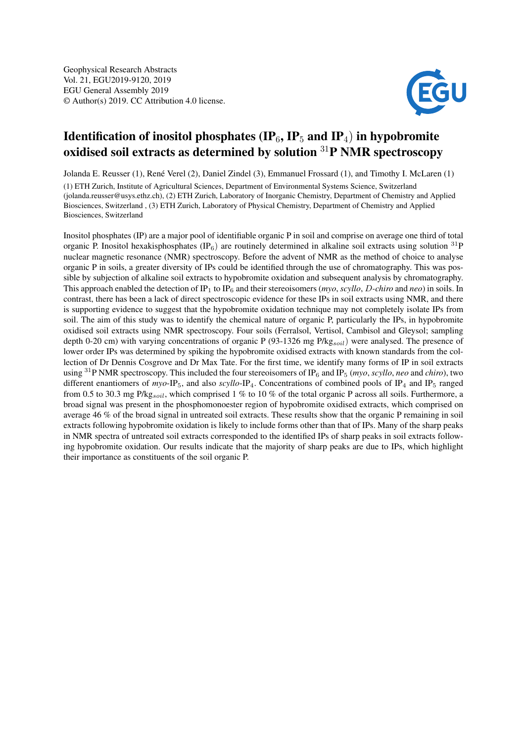Geophysical Research Abstracts
Vol. 21, EGU2019-9120, 2019
EGU General Assembly 2019
© Author(s) 2019. CC Attribution 4.0 license.

# Identification of inositol phosphates ($IP_6$, $IP_5$ and $IP_4$) in hypobromite oxidised soil extracts as determined by solution $^{31}$P NMR spectroscopy

Jolanda E. Reusser (1), René Verel (2), Daniel Zindel (3), Emmanuel Frossard (1), and Timothy I. McLaren (1)

(1) ETH Zurich, Institute of Agricultural Sciences, Department of Environmental Systems Science, Switzerland (jolanda.reusser@usys.ethz.ch), (2) ETH Zurich, Laboratory of Inorganic Chemistry, Department of Chemistry and Applied Biosciences, Switzerland , (3) ETH Zurich, Laboratory of Physical Chemistry, Department of Chemistry and Applied Biosciences, Switzerland

Inositol phosphates (IP) are a major pool of identifiable organic P in soil and comprise on average one third of total organic P. Inositol hexakisphosphates ($IP_6$) are routinely determined in alkaline soil extracts using solution $^{31}$P nuclear magnetic resonance (NMR) spectroscopy. Before the advent of NMR as the method of choice to analyse organic P in soils, a greater diversity of IPs could be identified through the use of chromatography. This was possible by subjection of alkaline soil extracts to hypobromite oxidation and subsequent analysis by chromatography. This approach enabled the detection of $IP_1$ to $IP_6$ and their stereoisomers (*myo*, *scyllo*, *D-chiro* and *neo*) in soils. In contrast, there has been a lack of direct spectroscopic evidence for these IPs in soil extracts using NMR, and there is supporting evidence to suggest that the hypobromite oxidation technique may not completely isolate IPs from soil. The aim of this study was to identify the chemical nature of organic P, particularly the IPs, in hypobromite oxidised soil extracts using NMR spectroscopy. Four soils (Ferralsol, Vertisol, Cambisol and Gleysol; sampling depth 0-20 cm) with varying concentrations of organic P (93-1326 mg P/$kg_{soil}$) were analysed. The presence of lower order IPs was determined by spiking the hypobromite oxidised extracts with known standards from the collection of Dr Dennis Cosgrove and Dr Max Tate. For the first time, we identify many forms of IP in soil extracts using $^{31}$P NMR spectroscopy. This included the four stereoisomers of $IP_6$ and $IP_5$ (*myo*, *scyllo*, *neo* and *chiro*), two different enantiomers of *myo*-$IP_5$, and also *scyllo*-$IP_4$. Concentrations of combined pools of $IP_4$ and $IP_5$ ranged from 0.5 to 30.3 mg P/$kg_{soil}$, which comprised 1 % to 10 % of the total organic P across all soils. Furthermore, a broad signal was present in the phosphomonoester region of hypobromite oxidised extracts, which comprised on average 46 % of the broad signal in untreated soil extracts. These results show that the organic P remaining in soil extracts following hypobromite oxidation is likely to include forms other than that of IPs. Many of the sharp peaks in NMR spectra of untreated soil extracts corresponded to the identified IPs of sharp peaks in soil extracts following hypobromite oxidation. Our results indicate that the majority of sharp peaks are due to IPs, which highlight their importance as constituents of the soil organic P.